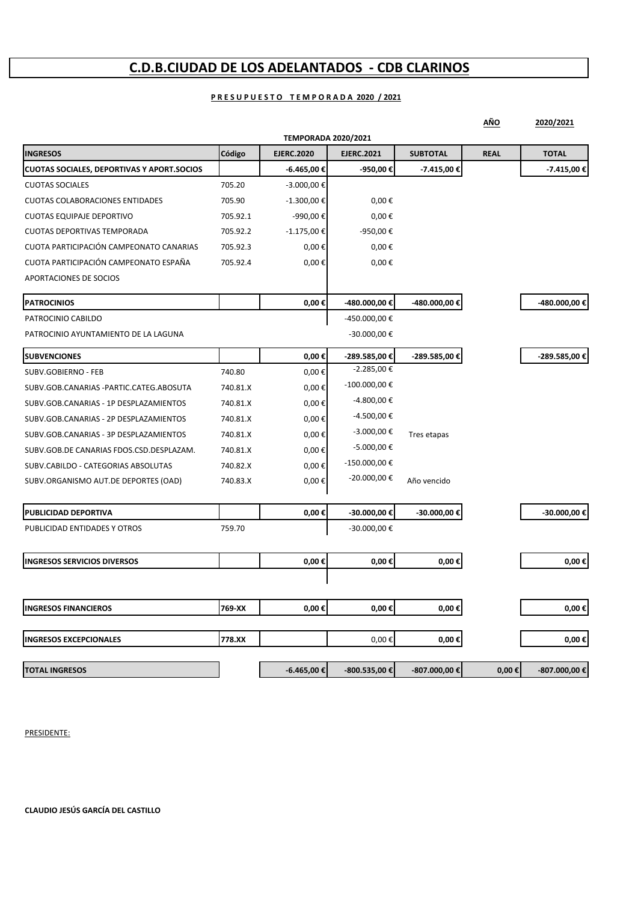# C.D.B.CIUDAD DE LOS ADELANTADOS - CDB CLARINOS

**P R E S U P U E S T O   T E M P O R A D A 2020 / 2021**

**AÑO** **2020/2021**

| **INGRESOS** | **Código** | **TEMPORADA 2020/2021** | | **SUBTOTAL** | **REAL** | **TOTAL** |
|---|---|---|---|---|---|---|
| | | **EJERC.2020** | **EJERC.2021** | | | |
| **CUOTAS SOCIALES, DEPORTIVAS Y APORT.SOCIOS** | | **-6.465,00 €** | **-950,00 €** | **-7.415,00 €** | | **-7.415,00 €** |
| CUOTAS SOCIALES | 705.20 | -3.000,00 € | | | | |
| CUOTAS COLABORACIONES ENTIDADES | 705.90 | -1.300,00 € | 0,00 € | | | |
| CUOTAS EQUIPAJE DEPORTIVO | 705.92.1 | -990,00 € | 0,00 € | | | |
| CUOTAS DEPORTIVAS TEMPORADA | 705.92.2 | -1.175,00 € | -950,00 € | | | |
| CUOTA PARTICIPACIÓN CAMPEONATO CANARIAS | 705.92.3 | 0,00 € | 0,00 € | | | |
| CUOTA PARTICIPACIÓN CAMPEONATO ESPAÑA | 705.92.4 | 0,00 € | 0,00 € | | | |
| APORTACIONES DE SOCIOS | | | | | | |
| **PATROCINIOS** | | **0,00 €** | **-480.000,00 €** | **-480.000,00 €** | | **-480.000,00 €** |
| PATROCINIO CABILDO | | | -450.000,00 € | | | |
| PATROCINIO AYUNTAMIENTO DE LA LAGUNA | | | -30.000,00 € | | | |
| **SUBVENCIONES** | | **0,00 €** | **-289.585,00 €** | **-289.585,00 €** | | **-289.585,00 €** |
| SUBV.GOBIERNO - FEB | 740.80 | 0,00 € | -2.285,00 € | | | |
| SUBV.GOB.CANARIAS -PARTIC.CATEG.ABOSUTA | 740.81.X | 0,00 € | -100.000,00 € | | | |
| SUBV.GOB.CANARIAS - 1P DESPLAZAMIENTOS | 740.81.X | 0,00 € | -4.800,00 € | | | |
| SUBV.GOB.CANARIAS - 2P DESPLAZAMIENTOS | 740.81.X | 0,00 € | -4.500,00 € | | | |
| SUBV.GOB.CANARIAS - 3P DESPLAZAMIENTOS | 740.81.X | 0,00 € | -3.000,00 € | Tres etapas | | |
| SUBV.GOB.DE CANARIAS FDOS.CSD.DESPLAZAM. | 740.81.X | 0,00 € | -5.000,00 € | | | |
| SUBV.CABILDO - CATEGORIAS ABSOLUTAS | 740.82.X | 0,00 € | -150.000,00 € | | | |
| SUBV.ORGANISMO AUT.DE DEPORTES (OAD) | 740.83.X | 0,00 € | -20.000,00 € | Año vencido | | |
| **PUBLICIDAD DEPORTIVA** | | **0,00 €** | **-30.000,00 €** | **-30.000,00 €** | | **-30.000,00 €** |
| PUBLICIDAD ENTIDADES Y OTROS | 759.70 | | -30.000,00 € | | | |
| **INGRESOS SERVICIOS DIVERSOS** | | **0,00 €** | **0,00 €** | **0,00 €** | | **0,00 €** |
| **INGRESOS FINANCIEROS** | **769-XX** | **0,00 €** | **0,00 €** | **0,00 €** | | **0,00 €** |
| **INGRESOS EXCEPCIONALES** | **778.XX** | | 0,00 € | **0,00 €** | | **0,00 €** |
| **TOTAL INGRESOS** | | **-6.465,00 €** | **-800.535,00 €** | **-807.000,00 €** | **0,00 €** | **-807.000,00 €** |

PRESIDENTE:

**CLAUDIO JESÚS GARCÍA DEL CASTILLO**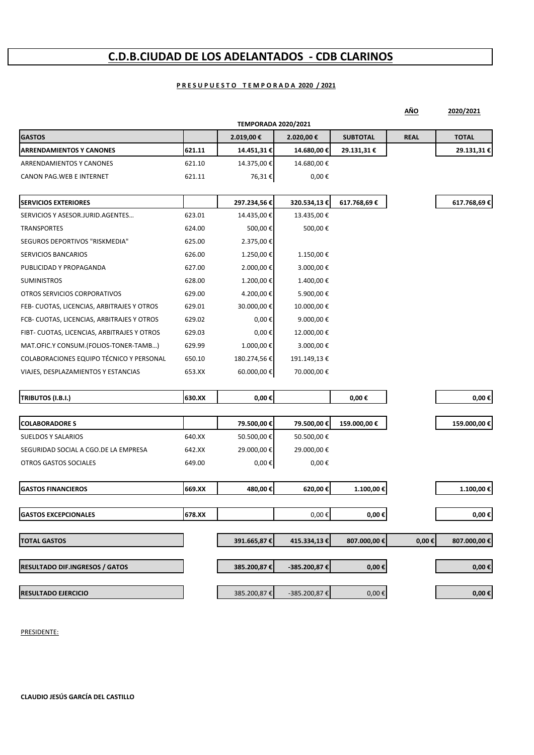# C.D.B.CIUDAD DE LOS ADELANTADOS - CDB CLARINOS

**P R E S U P U E S T O   T E M P O R A D A 2020 / 2021**

| | | | | | **AÑO** | **2020/2021** |
|---|---|---|---|---|---|---|
| | | **TEMPORADA 2020/2021** | | | | |
| **GASTOS** | | **2.019,00 €** | **2.020,00 €** | **SUBTOTAL** | **REAL** | **TOTAL** |
| **ARRENDAMIENTOS Y CANONES** | **621.11** | **14.451,31 €** | **14.680,00 €** | **29.131,31 €** | | **29.131,31 €** |
| ARRENDAMIENTOS Y CANONES | 621.10 | 14.375,00 € | 14.680,00 € | | | |
| CANON PAG.WEB E INTERNET | 621.11 | 76,31 € | 0,00 € | | | |
| **SERVICIOS EXTERIORES** | | **297.234,56 €** | **320.534,13 €** | **617.768,69 €** | | **617.768,69 €** |
| SERVICIOS Y ASESOR.JURID.AGENTES… | 623.01 | 14.435,00 € | 13.435,00 € | | | |
| TRANSPORTES | 624.00 | 500,00 € | 500,00 € | | | |
| SEGUROS DEPORTIVOS "RISKMEDIA" | 625.00 | 2.375,00 € | | | | |
| SERVICIOS BANCARIOS | 626.00 | 1.250,00 € | 1.150,00 € | | | |
| PUBLICIDAD Y PROPAGANDA | 627.00 | 2.000,00 € | 3.000,00 € | | | |
| SUMINISTROS | 628.00 | 1.200,00 € | 1.400,00 € | | | |
| OTROS SERVICIOS CORPORATIVOS | 629.00 | 4.200,00 € | 5.900,00 € | | | |
| FEB- CUOTAS, LICENCIAS, ARBITRAJES Y OTROS | 629.01 | 30.000,00 € | 10.000,00 € | | | |
| FCB- CUOTAS, LICENCIAS, ARBITRAJES Y OTROS | 629.02 | 0,00 € | 9.000,00 € | | | |
| FIBT- CUOTAS, LICENCIAS, ARBITRAJES Y OTROS | 629.03 | 0,00 € | 12.000,00 € | | | |
| MAT.OFIC.Y CONSUM.(FOLIOS-TONER-TAMB…) | 629.99 | 1.000,00 € | 3.000,00 € | | | |
| COLABORACIONES EQUIPO TÉCNICO Y PERSONAL | 650.10 | 180.274,56 € | 191.149,13 € | | | |
| VIAJES, DESPLAZAMIENTOS Y ESTANCIAS | 653.XX | 60.000,00 € | 70.000,00 € | | | |
| **TRIBUTOS (I.B.I.)** | **630.XX** | **0,00 €** | | **0,00 €** | | **0,00 €** |
| **COLABORADORE S** | | **79.500,00 €** | **79.500,00 €** | **159.000,00 €** | | **159.000,00 €** |
| SUELDOS Y SALARIOS | 640.XX | 50.500,00 € | 50.500,00 € | | | |
| SEGURIDAD SOCIAL A CGO.DE LA EMPRESA | 642.XX | 29.000,00 € | 29.000,00 € | | | |
| OTROS GASTOS SOCIALES | 649.00 | 0,00 € | 0,00 € | | | |
| **GASTOS FINANCIEROS** | **669.XX** | **480,00 €** | **620,00 €** | **1.100,00 €** | | **1.100,00 €** |
| **GASTOS EXCEPCIONALES** | **678.XX** | | 0,00 € | **0,00 €** | | **0,00 €** |
| **TOTAL GASTOS** | | **391.665,87 €** | **415.334,13 €** | **807.000,00 €** | **0,00 €** | **807.000,00 €** |
| **RESULTADO DIF.INGRESOS / GATOS** | | **385.200,87 €** | **-385.200,87 €** | **0,00 €** | | **0,00 €** |
| **RESULTADO EJERCICIO** | | 385.200,87 € | -385.200,87 € | 0,00 € | | **0,00 €** |

PRESIDENTE:

**CLAUDIO JESÚS GARCÍA DEL CASTILLO**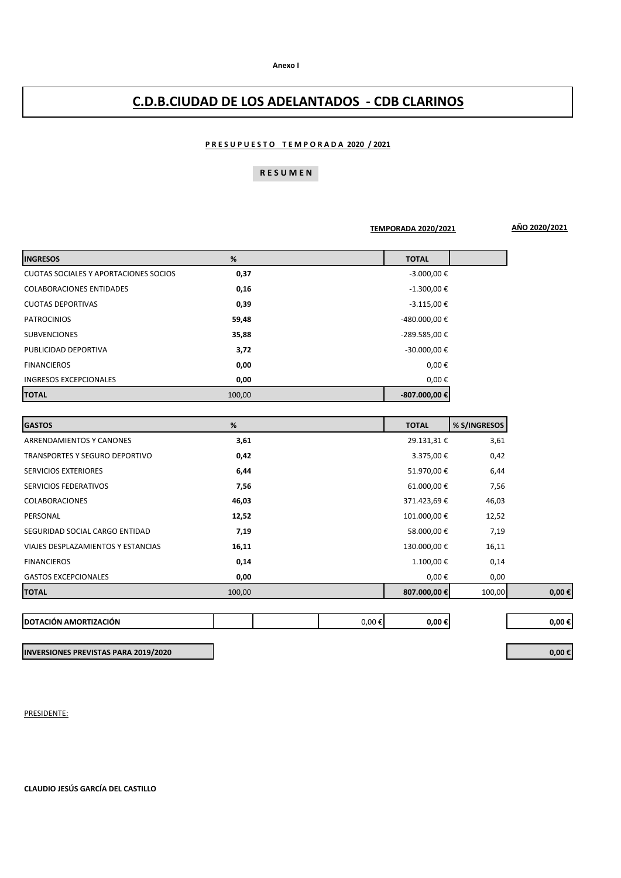**Anexo I**

# C.D.B.CIUDAD DE LOS ADELANTADOS - CDB CLARINOS

**P R E S U P U E S T O  T E M P O R A D A 2020 / 2021**

**R E S U M E N**

| | | TEMPORADA 2020/2021 | | AÑO 2020/2021 |
|---|---|---|---|---|
| **INGRESOS** | **%** | **TOTAL** | | |
| CUOTAS SOCIALES Y APORTACIONES SOCIOS | **0,37** | -3.000,00 € | | |
| COLABORACIONES ENTIDADES | **0,16** | -1.300,00 € | | |
| CUOTAS DEPORTIVAS | **0,39** | -3.115,00 € | | |
| PATROCINIOS | **59,48** | -480.000,00 € | | |
| SUBVENCIONES | **35,88** | -289.585,00 € | | |
| PUBLICIDAD DEPORTIVA | **3,72** | -30.000,00 € | | |
| FINANCIEROS | **0,00** | 0,00 € | | |
| INGRESOS EXCEPCIONALES | **0,00** | 0,00 € | | |
| **TOTAL** | 100,00 | **-807.000,00 €** | | |

| **GASTOS** | **%** | **TOTAL** | **% S/INGRESOS** | |
|---|---|---|---|---|
| ARRENDAMIENTOS Y CANONES | **3,61** | 29.131,31 € | 3,61 | |
| TRANSPORTES Y SEGURO DEPORTIVO | **0,42** | 3.375,00 € | 0,42 | |
| SERVICIOS EXTERIORES | **6,44** | 51.970,00 € | 6,44 | |
| SERVICIOS FEDERATIVOS | **7,56** | 61.000,00 € | 7,56 | |
| COLABORACIONES | **46,03** | 371.423,69 € | 46,03 | |
| PERSONAL | **12,52** | 101.000,00 € | 12,52 | |
| SEGURIDAD SOCIAL CARGO ENTIDAD | **7,19** | 58.000,00 € | 7,19 | |
| VIAJES DESPLAZAMIENTOS Y ESTANCIAS | **16,11** | 130.000,00 € | 16,11 | |
| FINANCIEROS | **0,14** | 1.100,00 € | 0,14 | |
| GASTOS EXCEPCIONALES | **0,00** | 0,00 € | 0,00 | |
| **TOTAL** | 100,00 | **807.000,00 €** | 100,00 | **0,00 €** |

| | | | | | |
|---|---|---|---|---|---|
| **DOTACIÓN AMORTIZACIÓN** | | | 0,00 € | **0,00 €** | **0,00 €** |

| | |
|---|---|
| **INVERSIONES PREVISTAS PARA 2019/2020** | **0,00 €** |

PRESIDENTE:

**CLAUDIO JESÚS GARCÍA DEL CASTILLO**